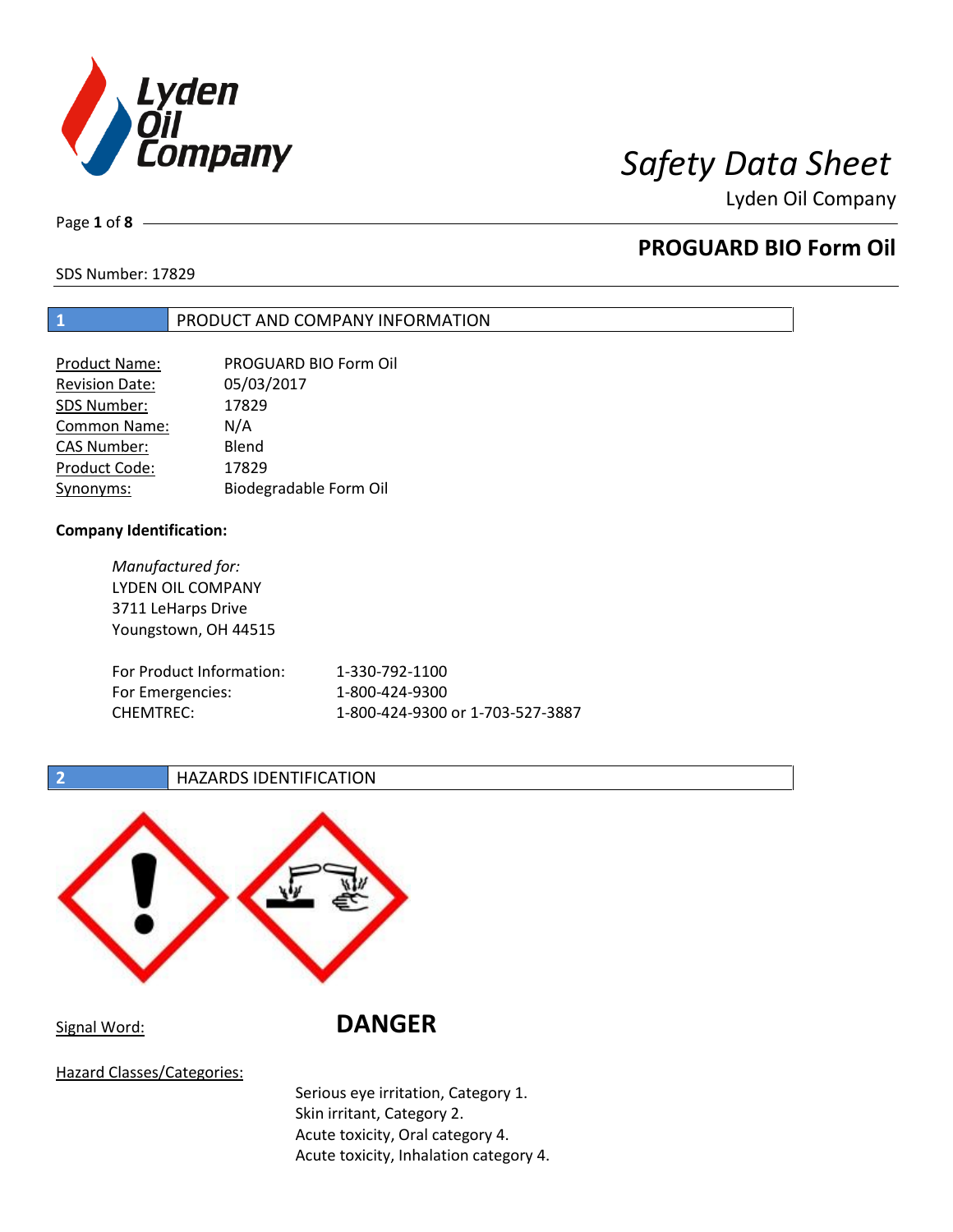# Safety Data Sheet

Lyden Oil Company

## PROGUARD BIO Form Oil

SDS Number: 17829

## 1 PRODUCT AND COMPANY INFORMATION

| | |
|---|---|
| Product Name: | PROGUARD BIO Form Oil |
| Revision Date: | 05/03/2017 |
| SDS Number: | 17829 |
| Common Name: | N/A |
| CAS Number: | Blend |
| Product Code: | 17829 |
| Synonyms: | Biodegradable Form Oil |

**Company Identification:**

*Manufactured for:*
LYDEN OIL COMPANY
3711 LeHarps Drive
Youngstown, OH 44515

| | |
|---|---|
| For Product Information: | 1-330-792-1100 |
| For Emergencies: | 1-800-424-9300 |
| CHEMTREC: | 1-800-424-9300 or 1-703-527-3887 |

## 2 HAZARDS IDENTIFICATION

Signal Word: **DANGER**

Hazard Classes/Categories:

Serious eye irritation, Category 1.
Skin irritant, Category 2.
Acute toxicity, Oral category 4.
Acute toxicity, Inhalation category 4.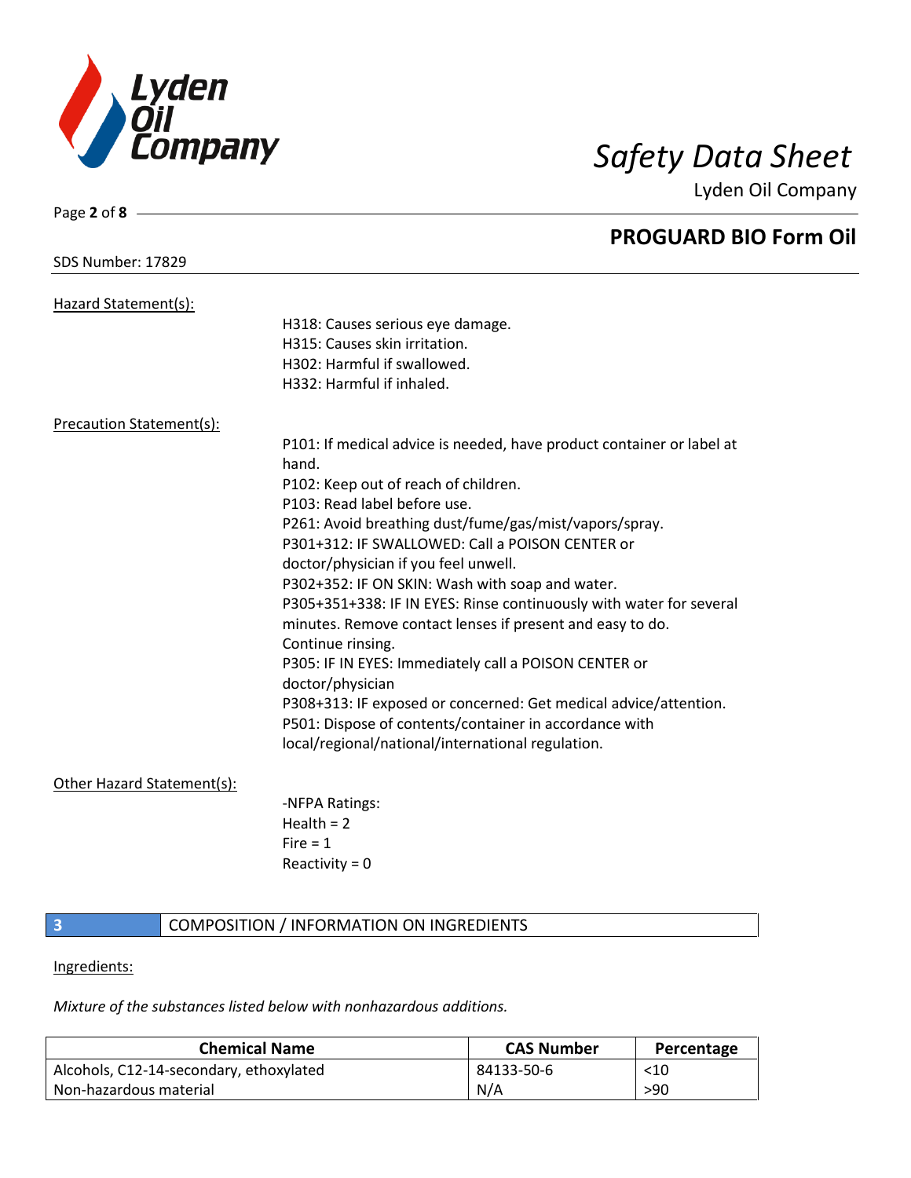SDS Number: 17829

Hazard Statement(s):

H318: Causes serious eye damage.
H315: Causes skin irritation.
H302: Harmful if swallowed.
H332: Harmful if inhaled.

Precaution Statement(s):

P101: If medical advice is needed, have product container or label at hand.
P102: Keep out of reach of children.
P103: Read label before use.
P261: Avoid breathing dust/fume/gas/mist/vapors/spray.
P301+312: IF SWALLOWED: Call a POISON CENTER or doctor/physician if you feel unwell.
P302+352: IF ON SKIN: Wash with soap and water.
P305+351+338: IF IN EYES: Rinse continuously with water for several minutes. Remove contact lenses if present and easy to do. Continue rinsing.
P305: IF IN EYES: Immediately call a POISON CENTER or doctor/physician
P308+313: IF exposed or concerned: Get medical advice/attention.
P501: Dispose of contents/container in accordance with local/regional/national/international regulation.

Other Hazard Statement(s):

-NFPA Ratings:
Health = 2
Fire = 1
Reactivity = 0

## 3 COMPOSITION / INFORMATION ON INGREDIENTS

Ingredients:

*Mixture of the substances listed below with nonhazardous additions.*

| Chemical Name | CAS Number | Percentage |
|---|---|---|
| Alcohols, C12-14-secondary, ethoxylated | 84133-50-6 | <10 |
| Non-hazardous material | N/A | >90 |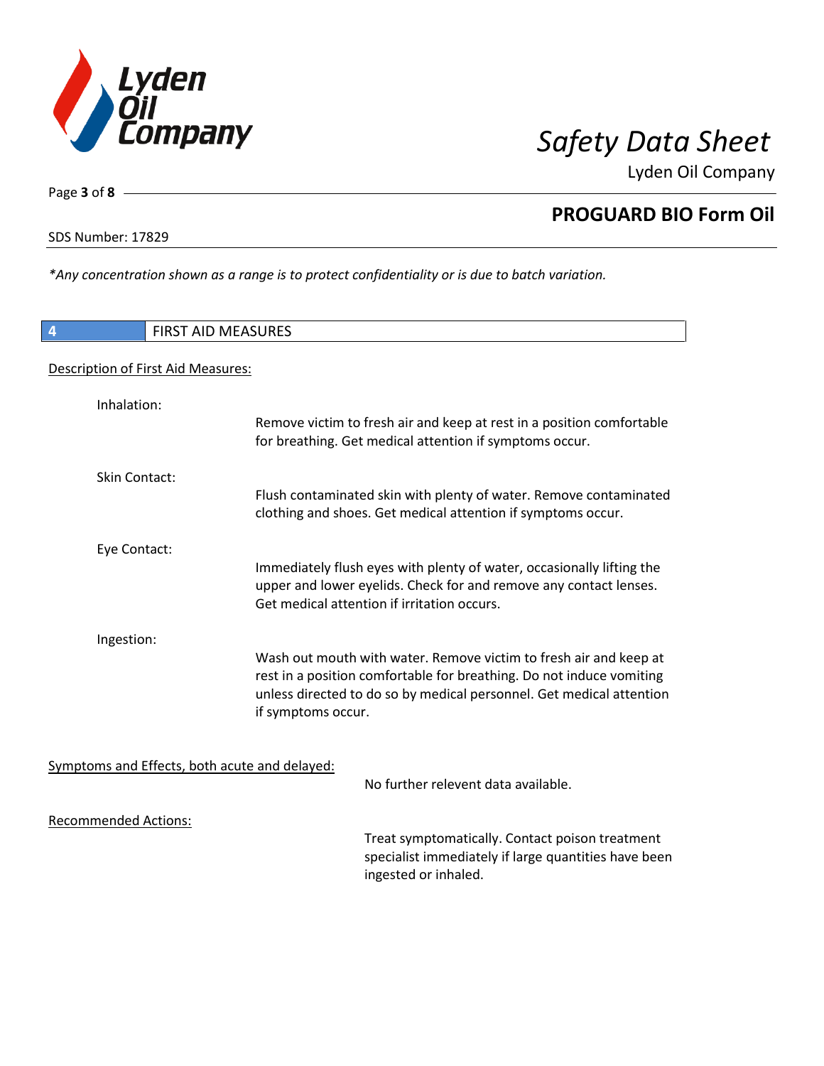*Any concentration shown as a range is to protect confidentiality or is due to batch variation.*

## 4 FIRST AID MEASURES

Description of First Aid Measures:

**Inhalation:**
Remove victim to fresh air and keep at rest in a position comfortable for breathing. Get medical attention if symptoms occur.

**Skin Contact:**
Flush contaminated skin with plenty of water. Remove contaminated clothing and shoes. Get medical attention if symptoms occur.

**Eye Contact:**
Immediately flush eyes with plenty of water, occasionally lifting the upper and lower eyelids. Check for and remove any contact lenses. Get medical attention if irritation occurs.

**Ingestion:**
Wash out mouth with water. Remove victim to fresh air and keep at rest in a position comfortable for breathing. Do not induce vomiting unless directed to do so by medical personnel. Get medical attention if symptoms occur.

Symptoms and Effects, both acute and delayed:

No further relevent data available.

Recommended Actions:

Treat symptomatically. Contact poison treatment specialist immediately if large quantities have been ingested or inhaled.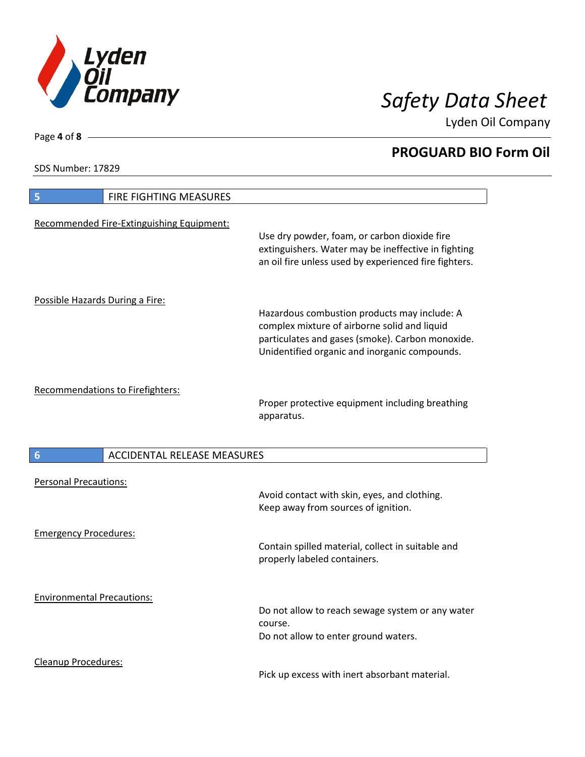## 5 FIRE FIGHTING MEASURES

Recommended Fire-Extinguishing Equipment:

Use dry powder, foam, or carbon dioxide fire extinguishers. Water may be ineffective in fighting an oil fire unless used by experienced fire fighters.

Possible Hazards During a Fire:

Hazardous combustion products may include: A complex mixture of airborne solid and liquid particulates and gases (smoke). Carbon monoxide. Unidentified organic and inorganic compounds.

Recommendations to Firefighters:

Proper protective equipment including breathing apparatus.

## 6 ACCIDENTAL RELEASE MEASURES

Personal Precautions:

Avoid contact with skin, eyes, and clothing.
Keep away from sources of ignition.

Emergency Procedures:

Contain spilled material, collect in suitable and properly labeled containers.

Environmental Precautions:

Do not allow to reach sewage system or any water course.
Do not allow to enter ground waters.

Cleanup Procedures:

Pick up excess with inert absorbant material.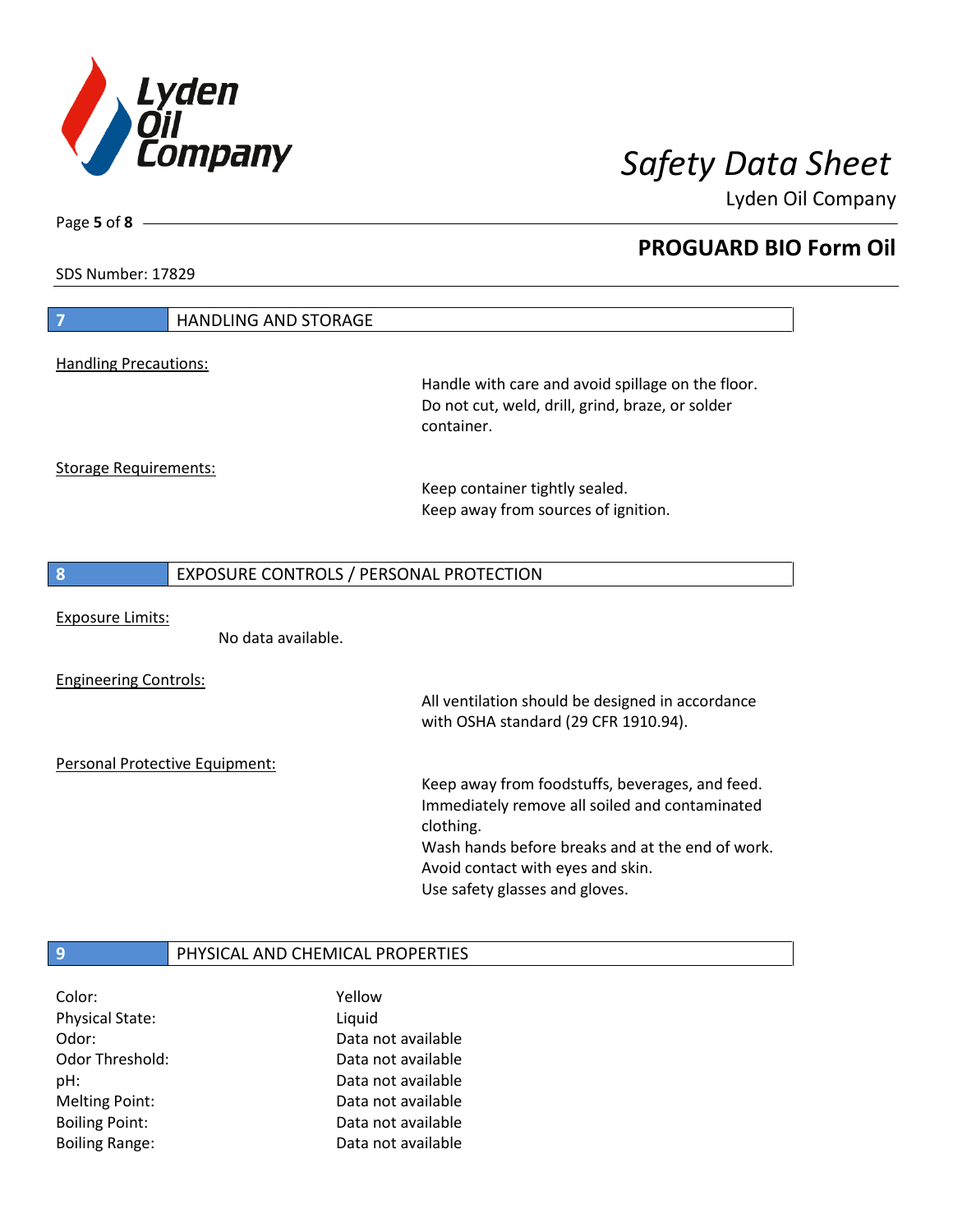## 7 HANDLING AND STORAGE

Handling Precautions:

Handle with care and avoid spillage on the floor.
Do not cut, weld, drill, grind, braze, or solder container.

Storage Requirements:

Keep container tightly sealed.
Keep away from sources of ignition.

## 8 EXPOSURE CONTROLS / PERSONAL PROTECTION

Exposure Limits:

No data available.

Engineering Controls:

All ventilation should be designed in accordance with OSHA standard (29 CFR 1910.94).

Personal Protective Equipment:

Keep away from foodstuffs, beverages, and feed.
Immediately remove all soiled and contaminated clothing.
Wash hands before breaks and at the end of work.
Avoid contact with eyes and skin.
Use safety glasses and gloves.

## 9 PHYSICAL AND CHEMICAL PROPERTIES

| | |
|---|---|
| Color: | Yellow |
| Physical State: | Liquid |
| Odor: | Data not available |
| Odor Threshold: | Data not available |
| pH: | Data not available |
| Melting Point: | Data not available |
| Boiling Point: | Data not available |
| Boiling Range: | Data not available |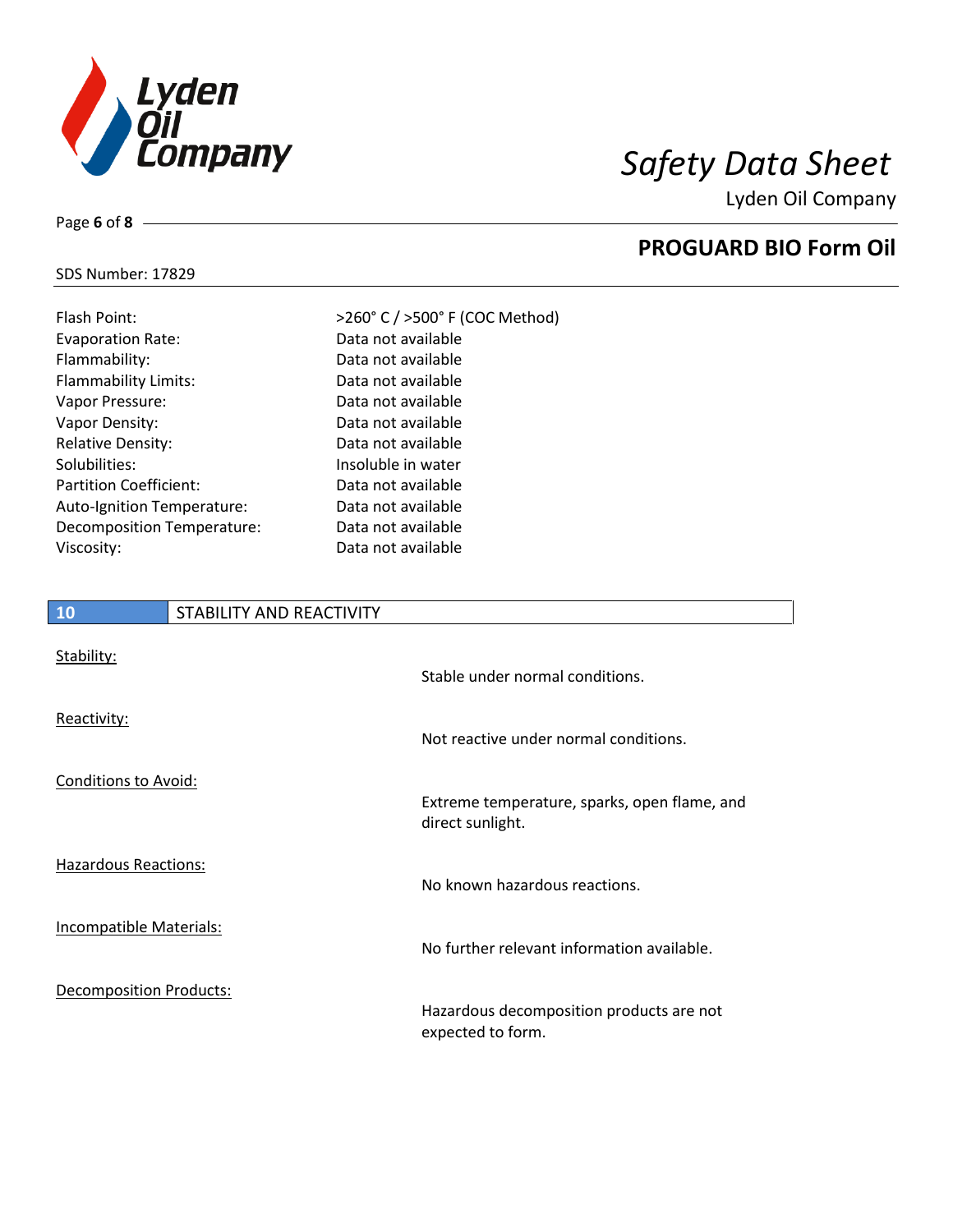| | |
|---|---|
| Flash Point: | >260° C / >500° F (COC Method) |
| Evaporation Rate: | Data not available |
| Flammability: | Data not available |
| Flammability Limits: | Data not available |
| Vapor Pressure: | Data not available |
| Vapor Density: | Data not available |
| Relative Density: | Data not available |
| Solubilities: | Insoluble in water |
| Partition Coefficient: | Data not available |
| Auto-Ignition Temperature: | Data not available |
| Decomposition Temperature: | Data not available |
| Viscosity: | Data not available |

## 10 STABILITY AND REACTIVITY

Stability:

Stable under normal conditions.

Reactivity:

Not reactive under normal conditions.

Conditions to Avoid:

Extreme temperature, sparks, open flame, and direct sunlight.

Hazardous Reactions:

No known hazardous reactions.

Incompatible Materials:

No further relevant information available.

Decomposition Products:

Hazardous decomposition products are not expected to form.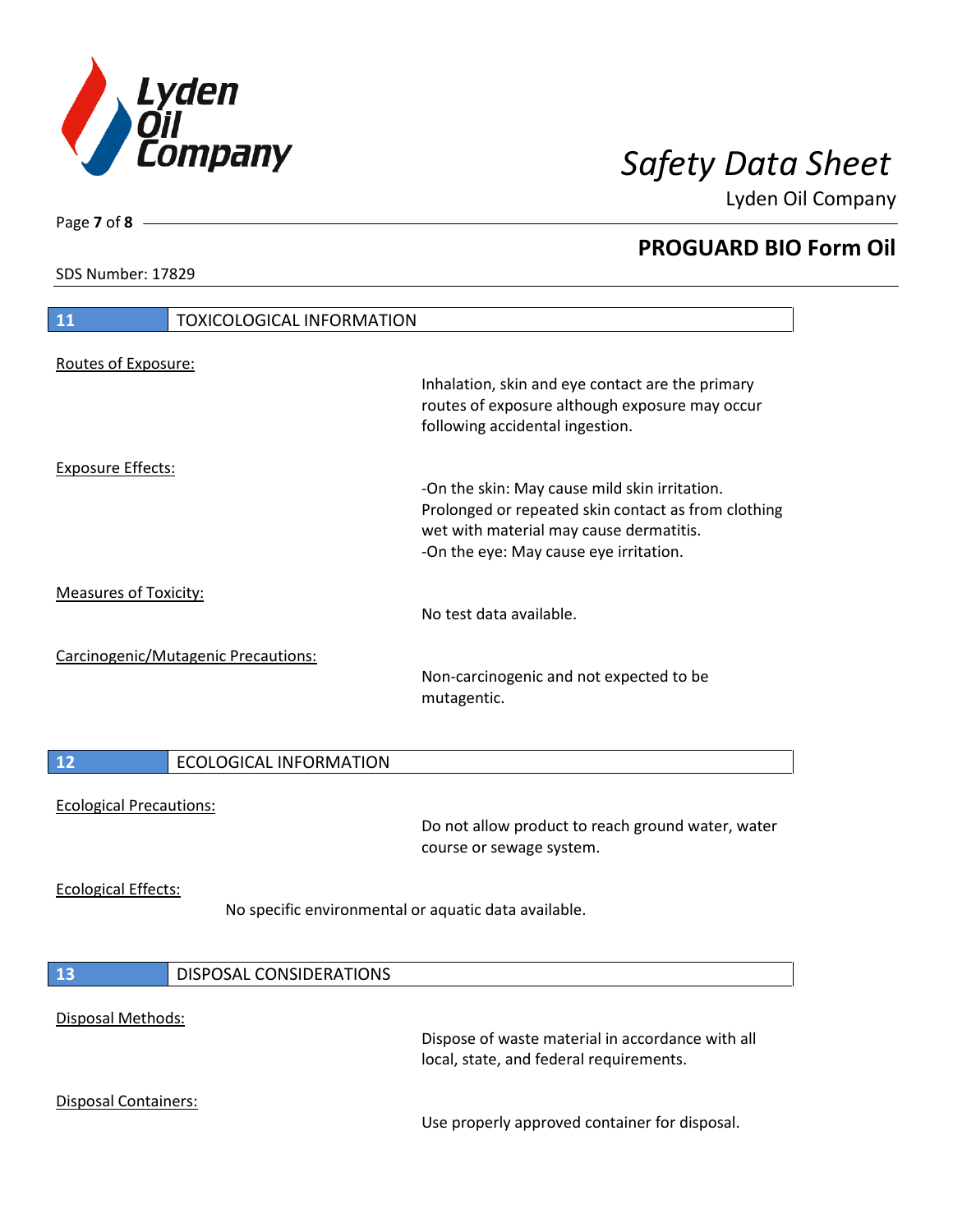SDS Number: 17829

## 11 TOXICOLOGICAL INFORMATION

Routes of Exposure:

Inhalation, skin and eye contact are the primary routes of exposure although exposure may occur following accidental ingestion.

Exposure Effects:

-On the skin: May cause mild skin irritation. Prolonged or repeated skin contact as from clothing wet with material may cause dermatitis.
-On the eye: May cause eye irritation.

Measures of Toxicity:

No test data available.

Carcinogenic/Mutagenic Precautions:

Non-carcinogenic and not expected to be mutagentic.

## 12 ECOLOGICAL INFORMATION

Ecological Precautions:

Do not allow product to reach ground water, water course or sewage system.

Ecological Effects:

No specific environmental or aquatic data available.

## 13 DISPOSAL CONSIDERATIONS

Disposal Methods:

Dispose of waste material in accordance with all local, state, and federal requirements.

Disposal Containers:

Use properly approved container for disposal.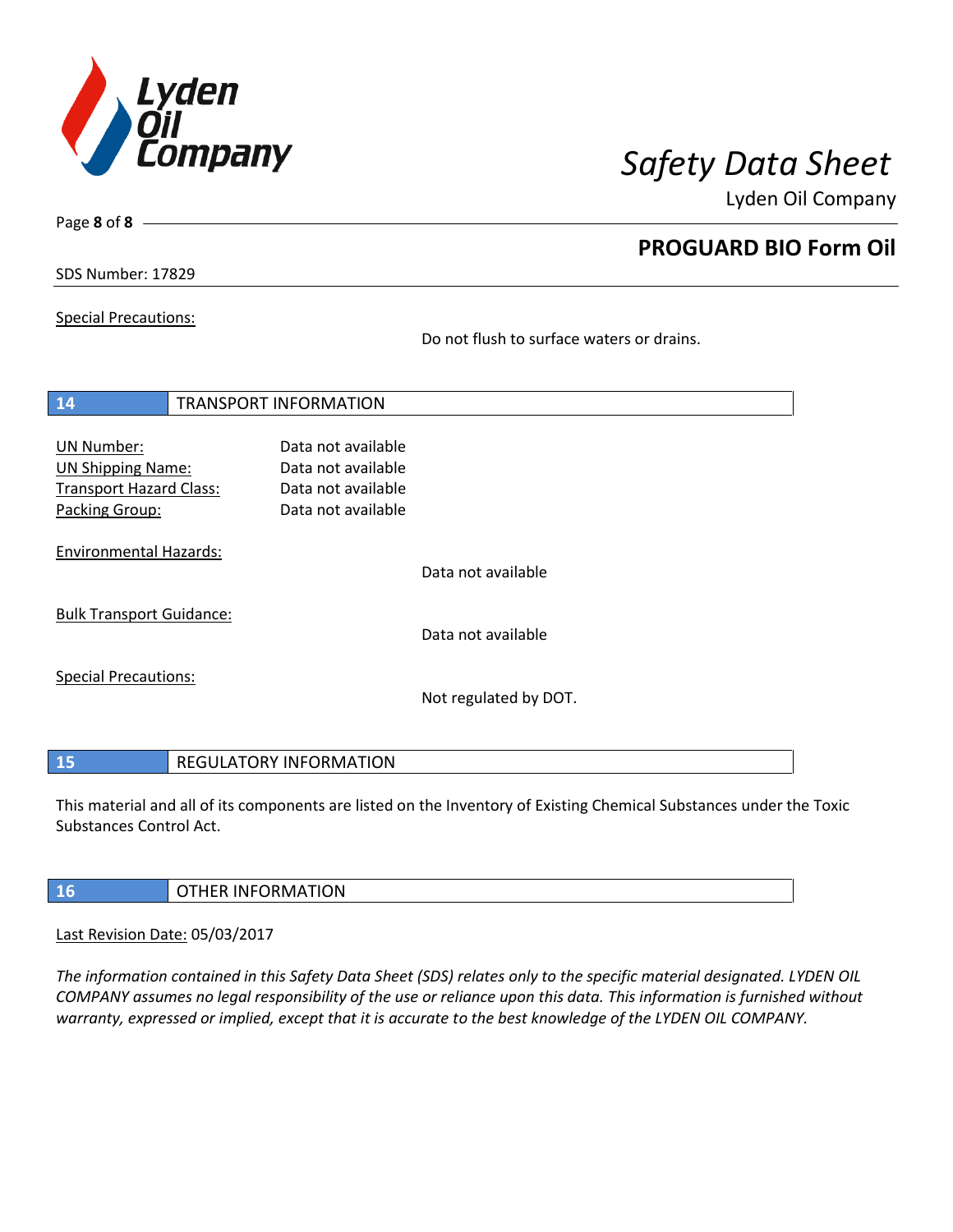Special Precautions:

Do not flush to surface waters or drains.

## 14 TRANSPORT INFORMATION

| | |
|---|---|
| UN Number: | Data not available |
| UN Shipping Name: | Data not available |
| Transport Hazard Class: | Data not available |
| Packing Group: | Data not available |

Environmental Hazards:

Data not available

Bulk Transport Guidance:

Data not available

Special Precautions:

Not regulated by DOT.

## 15 REGULATORY INFORMATION

This material and all of its components are listed on the Inventory of Existing Chemical Substances under the Toxic Substances Control Act.

## 16 OTHER INFORMATION

Last Revision Date: 05/03/2017

*The information contained in this Safety Data Sheet (SDS) relates only to the specific material designated. LYDEN OIL COMPANY assumes no legal responsibility of the use or reliance upon this data. This information is furnished without warranty, expressed or implied, except that it is accurate to the best knowledge of the LYDEN OIL COMPANY.*